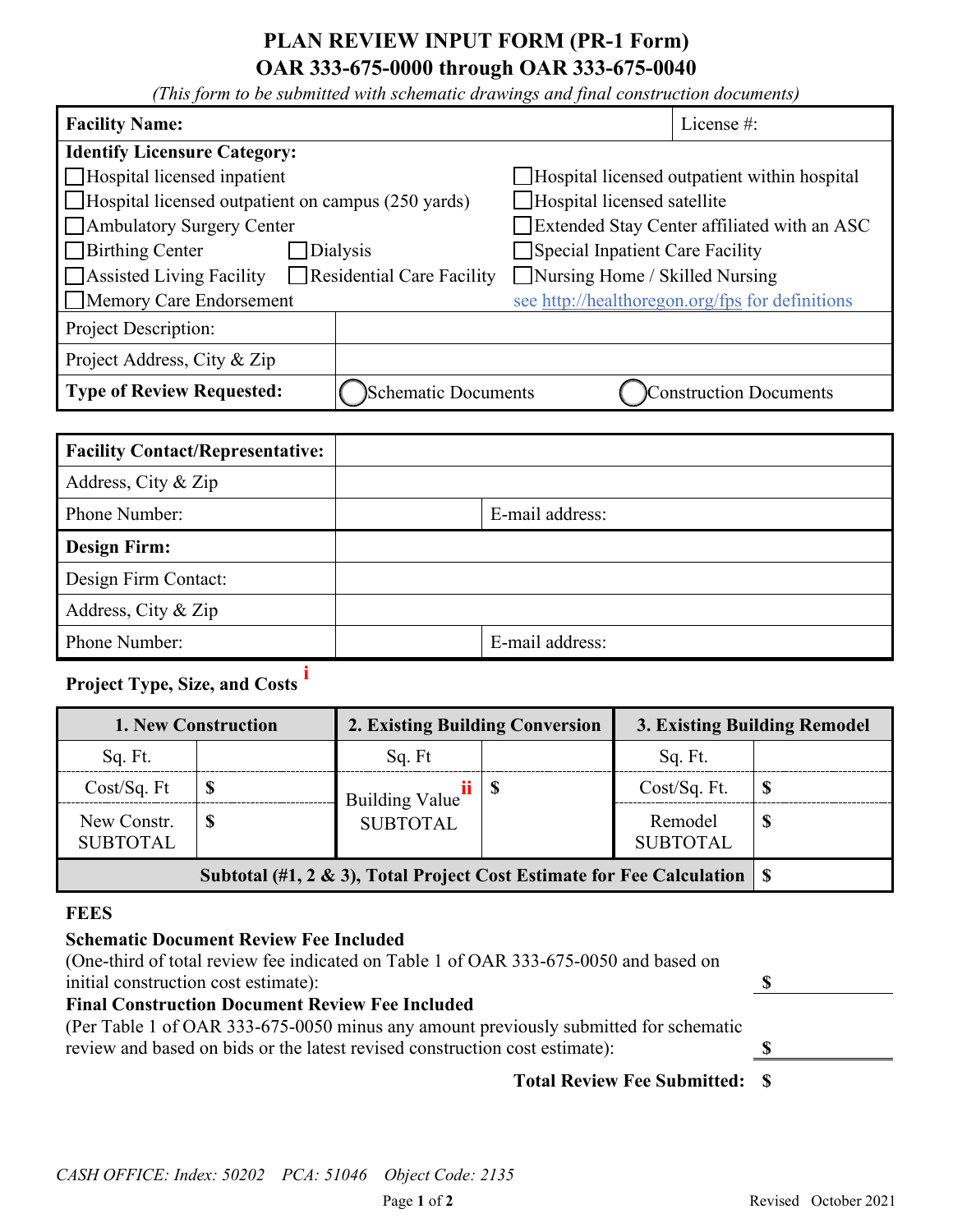# PLAN REVIEW INPUT FORM (PR-1 Form)
# OAR 333-675-0000 through OAR 333-675-0040

*(This form to be submitted with schematic drawings and final construction documents)*

| **Facility Name:** | | License #: |
|---|---|---|
| **Identify Licensure Category:** | | |
| ☐ Hospital licensed inpatient | | ☐ Hospital licensed outpatient within hospital |
| ☐ Hospital licensed outpatient on campus (250 yards) | | ☐ Hospital licensed satellite |
| ☐ Ambulatory Surgery Center | | ☐ Extended Stay Center affiliated with an ASC |
| ☐ Birthing Center | ☐ Dialysis | ☐ Special Inpatient Care Facility |
| ☐ Assisted Living Facility | ☐ Residential Care Facility | ☐ Nursing Home / Skilled Nursing |
| ☐ Memory Care Endorsement | | see http://healthoregon.org/fps for definitions |
| Project Description: | | |
| Project Address, City & Zip | | |
| **Type of Review Requested:** | ◯ Schematic Documents | ◯ Construction Documents |

| **Facility Contact/Representative:** | | |
|---|---|---|
| Address, City & Zip | | |
| Phone Number: | | E-mail address: |
| **Design Firm:** | | |
| Design Firm Contact: | | |
| Address, City & Zip | | |
| Phone Number: | | E-mail address: |

**Project Type, Size, and Costs** [i]

| 1. New Construction | | 2. Existing Building Conversion | | 3. Existing Building Remodel | |
|---|---|---|---|---|---|
| Sq. Ft. | | Sq. Ft | | Sq. Ft. | |
| Cost/Sq. Ft | $ | Building Value [ii] SUBTOTAL | $ | Cost/Sq. Ft. | $ |
| New Constr. SUBTOTAL | $ | | | Remodel SUBTOTAL | $ |
| **Subtotal (#1, 2 & 3), Total Project Cost Estimate for Fee Calculation** | | | | | $ |

**FEES**

**Schematic Document Review Fee Included**
(One-third of total review fee indicated on Table 1 of OAR 333-675-0050 and based on initial construction cost estimate): **$** ____________

**Final Construction Document Review Fee Included**
(Per Table 1 of OAR 333-675-0050 minus any amount previously submitted for schematic review and based on bids or the latest revised construction cost estimate): **$** ____________

**Total Review Fee Submitted: $**

*CASH OFFICE: Index: 50202 PCA: 51046 Object Code: 2135*

Revised October 2021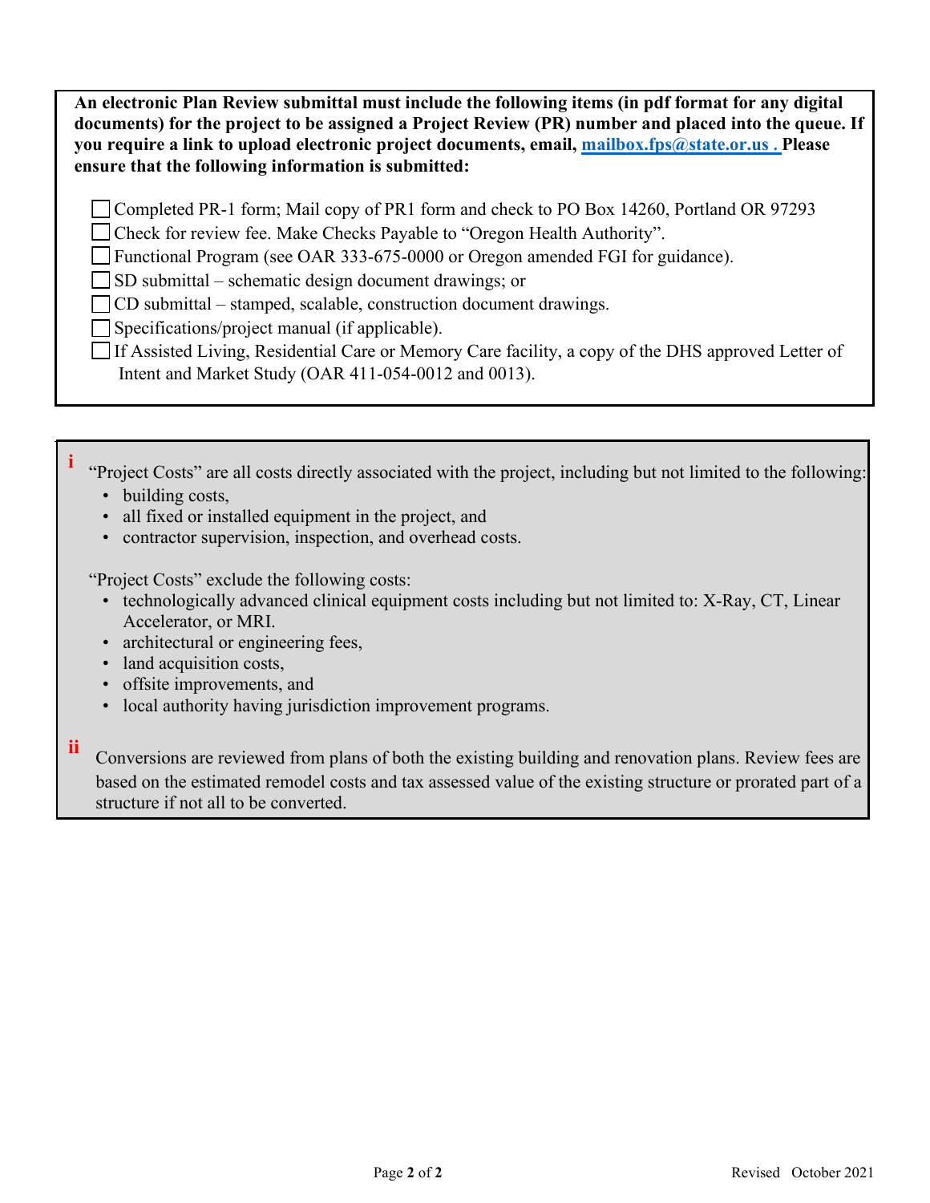**An electronic Plan Review submittal must include the following items (in pdf format for any digital documents) for the project to be assigned a Project Review (PR) number and placed into the queue. If you require a link to upload electronic project documents, email, [mailbox.fps@state.or.us .](mailto:mailbox.fps@state.or.us) Please ensure that the following information is submitted:**

- ☐ Completed PR-1 form; Mail copy of PR1 form and check to PO Box 14260, Portland OR 97293
- ☐ Check for review fee. Make Checks Payable to "Oregon Health Authority".
- ☐ Functional Program (see OAR 333-675-0000 or Oregon amended FGI for guidance).
- ☐ SD submittal – schematic design document drawings; or
- ☐ CD submittal – stamped, scalable, construction document drawings.
- ☐ Specifications/project manual (if applicable).
- ☐ If Assisted Living, Residential Care or Memory Care facility, a copy of the DHS approved Letter of Intent and Market Study (OAR 411-054-0012 and 0013).

**i** "Project Costs" are all costs directly associated with the project, including but not limited to the following:

- building costs,
- all fixed or installed equipment in the project, and
- contractor supervision, inspection, and overhead costs.

"Project Costs" exclude the following costs:

- technologically advanced clinical equipment costs including but not limited to: X-Ray, CT, Linear Accelerator, or MRI.
- architectural or engineering fees,
- land acquisition costs,
- offsite improvements, and
- local authority having jurisdiction improvement programs.

**ii** Conversions are reviewed from plans of both the existing building and renovation plans. Review fees are based on the estimated remodel costs and tax assessed value of the existing structure or prorated part of a structure if not all to be converted.

Revised October 2021